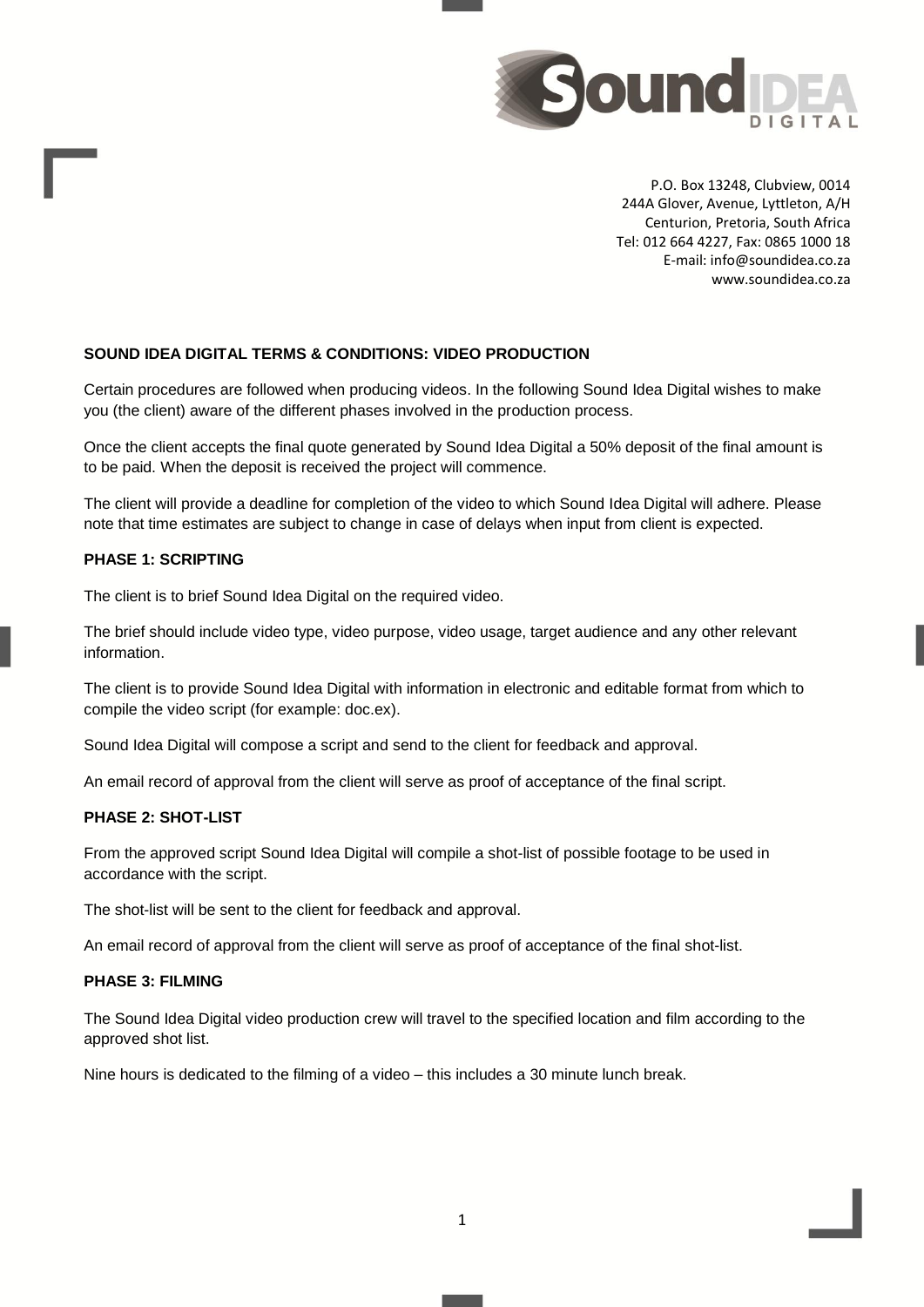P.O. Box 13248, Clubview, 0014
244A Glover, Avenue, Lyttleton, A/H
Centurion, Pretoria, South Africa
Tel: 012 664 4227, Fax: 0865 1000 18
E-mail: info@soundidea.co.za
www.soundidea.co.za

**SOUND IDEA DIGITAL TERMS & CONDITIONS: VIDEO PRODUCTION**

Certain procedures are followed when producing videos. In the following Sound Idea Digital wishes to make you (the client) aware of the different phases involved in the production process.

Once the client accepts the final quote generated by Sound Idea Digital a 50% deposit of the final amount is to be paid. When the deposit is received the project will commence.

The client will provide a deadline for completion of the video to which Sound Idea Digital will adhere. Please note that time estimates are subject to change in case of delays when input from client is expected.

**PHASE 1: SCRIPTING**

The client is to brief Sound Idea Digital on the required video.

The brief should include video type, video purpose, video usage, target audience and any other relevant information.

The client is to provide Sound Idea Digital with information in electronic and editable format from which to compile the video script (for example: doc.ex).

Sound Idea Digital will compose a script and send to the client for feedback and approval.

An email record of approval from the client will serve as proof of acceptance of the final script.

**PHASE 2: SHOT-LIST**

From the approved script Sound Idea Digital will compile a shot-list of possible footage to be used in accordance with the script.

The shot-list will be sent to the client for feedback and approval.

An email record of approval from the client will serve as proof of acceptance of the final shot-list.

**PHASE 3: FILMING**

The Sound Idea Digital video production crew will travel to the specified location and film according to the approved shot list.

Nine hours is dedicated to the filming of a video – this includes a 30 minute lunch break.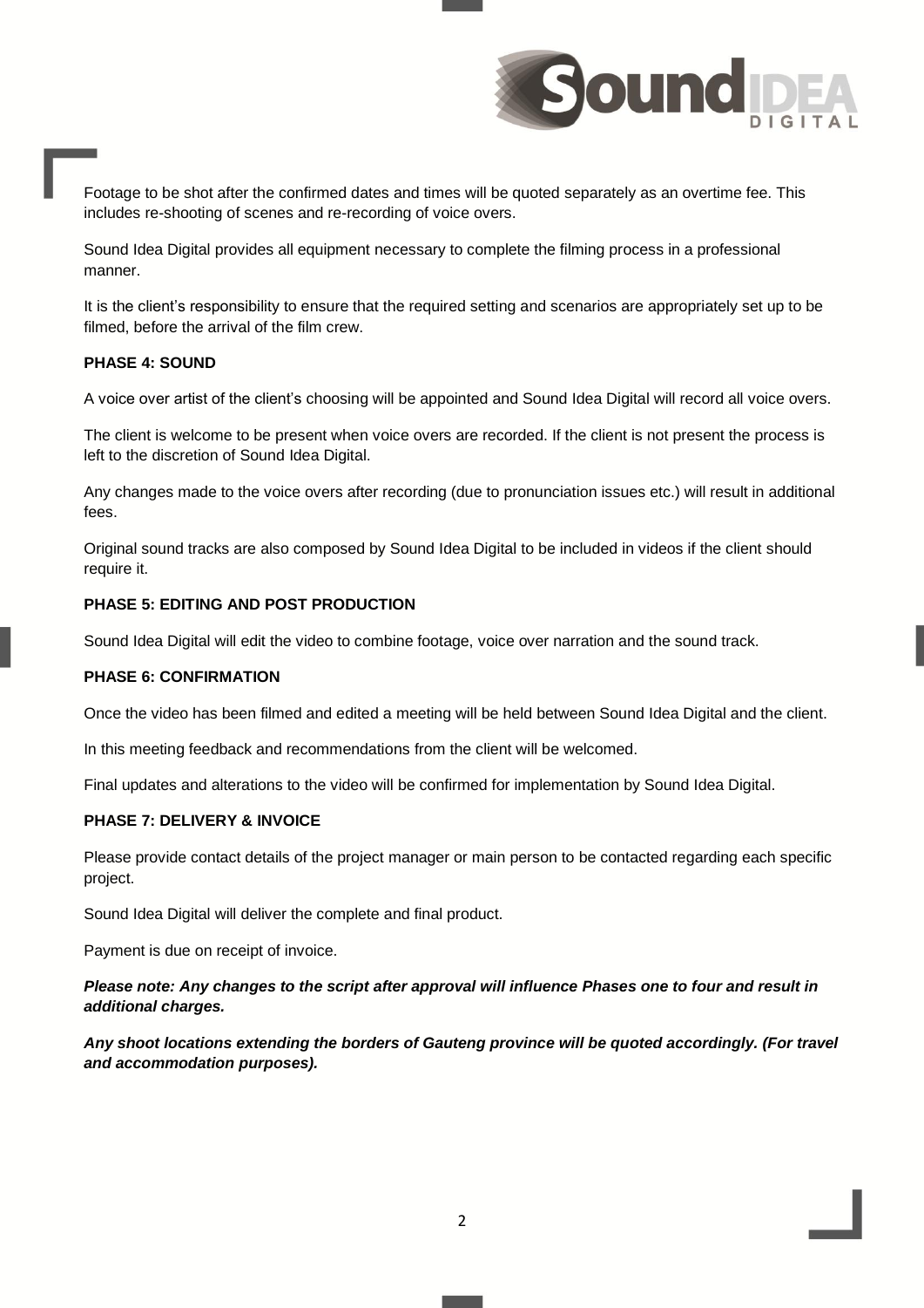Footage to be shot after the confirmed dates and times will be quoted separately as an overtime fee. This includes re-shooting of scenes and re-recording of voice overs.

Sound Idea Digital provides all equipment necessary to complete the filming process in a professional manner.

It is the client's responsibility to ensure that the required setting and scenarios are appropriately set up to be filmed, before the arrival of the film crew.

**PHASE 4: SOUND**

A voice over artist of the client's choosing will be appointed and Sound Idea Digital will record all voice overs.

The client is welcome to be present when voice overs are recorded. If the client is not present the process is left to the discretion of Sound Idea Digital.

Any changes made to the voice overs after recording (due to pronunciation issues etc.) will result in additional fees.

Original sound tracks are also composed by Sound Idea Digital to be included in videos if the client should require it.

**PHASE 5: EDITING AND POST PRODUCTION**

Sound Idea Digital will edit the video to combine footage, voice over narration and the sound track.

**PHASE 6: CONFIRMATION**

Once the video has been filmed and edited a meeting will be held between Sound Idea Digital and the client.

In this meeting feedback and recommendations from the client will be welcomed.

Final updates and alterations to the video will be confirmed for implementation by Sound Idea Digital.

**PHASE 7: DELIVERY & INVOICE**

Please provide contact details of the project manager or main person to be contacted regarding each specific project.

Sound Idea Digital will deliver the complete and final product.

Payment is due on receipt of invoice.

***Please note: Any changes to the script after approval will influence Phases one to four and result in additional charges.***

***Any shoot locations extending the borders of Gauteng province will be quoted accordingly. (For travel and accommodation purposes).***